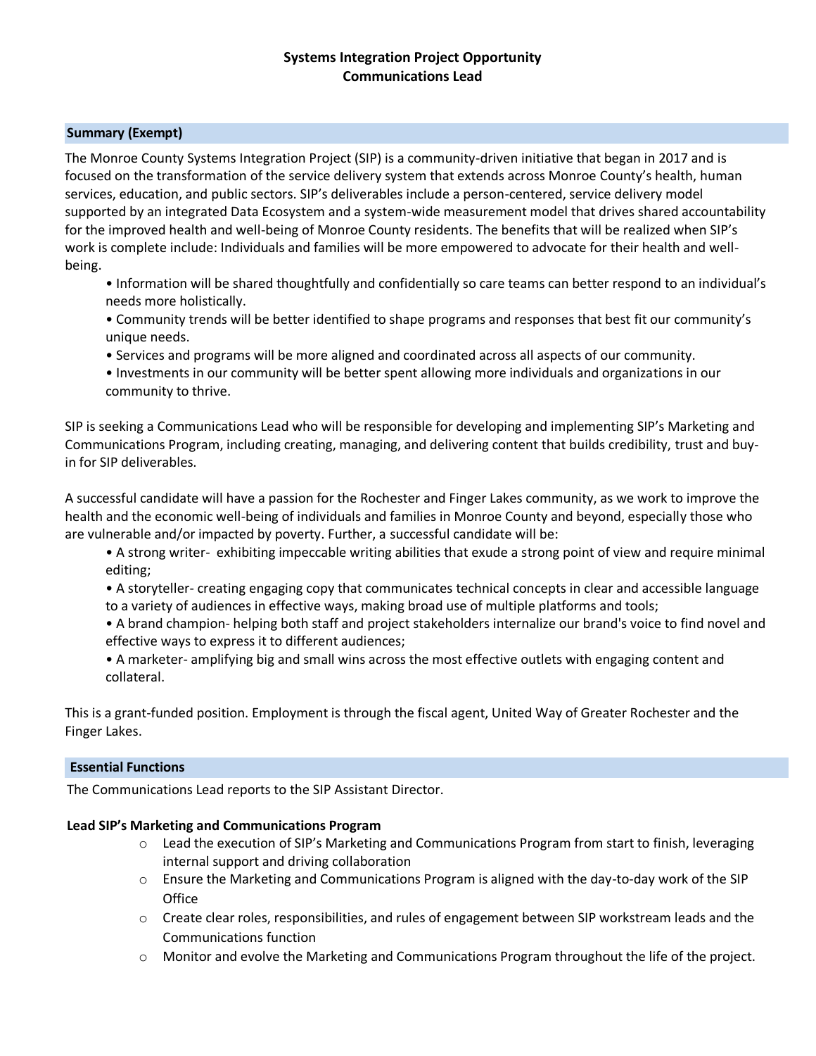# Systems Integration Project Opportunity
# Communications Lead

## Summary (Exempt)

The Monroe County Systems Integration Project (SIP) is a community-driven initiative that began in 2017 and is focused on the transformation of the service delivery system that extends across Monroe County's health, human services, education, and public sectors. SIP's deliverables include a person-centered, service delivery model supported by an integrated Data Ecosystem and a system-wide measurement model that drives shared accountability for the improved health and well-being of Monroe County residents. The benefits that will be realized when SIP's work is complete include: Individuals and families will be more empowered to advocate for their health and well-being.

- Information will be shared thoughtfully and confidentially so care teams can better respond to an individual's needs more holistically.
- Community trends will be better identified to shape programs and responses that best fit our community's unique needs.
- Services and programs will be more aligned and coordinated across all aspects of our community.
- Investments in our community will be better spent allowing more individuals and organizations in our community to thrive.

SIP is seeking a Communications Lead who will be responsible for developing and implementing SIP's Marketing and Communications Program, including creating, managing, and delivering content that builds credibility, trust and buy-in for SIP deliverables.

A successful candidate will have a passion for the Rochester and Finger Lakes community, as we work to improve the health and the economic well-being of individuals and families in Monroe County and beyond, especially those who are vulnerable and/or impacted by poverty. Further, a successful candidate will be:

- A strong writer- exhibiting impeccable writing abilities that exude a strong point of view and require minimal editing;
- A storyteller- creating engaging copy that communicates technical concepts in clear and accessible language to a variety of audiences in effective ways, making broad use of multiple platforms and tools;
- A brand champion- helping both staff and project stakeholders internalize our brand's voice to find novel and effective ways to express it to different audiences;
- A marketer- amplifying big and small wins across the most effective outlets with engaging content and collateral.

This is a grant-funded position. Employment is through the fiscal agent, United Way of Greater Rochester and the Finger Lakes.

## Essential Functions

The Communications Lead reports to the SIP Assistant Director.

### Lead SIP's Marketing and Communications Program

- Lead the execution of SIP's Marketing and Communications Program from start to finish, leveraging internal support and driving collaboration
- Ensure the Marketing and Communications Program is aligned with the day-to-day work of the SIP Office
- Create clear roles, responsibilities, and rules of engagement between SIP workstream leads and the Communications function
- Monitor and evolve the Marketing and Communications Program throughout the life of the project.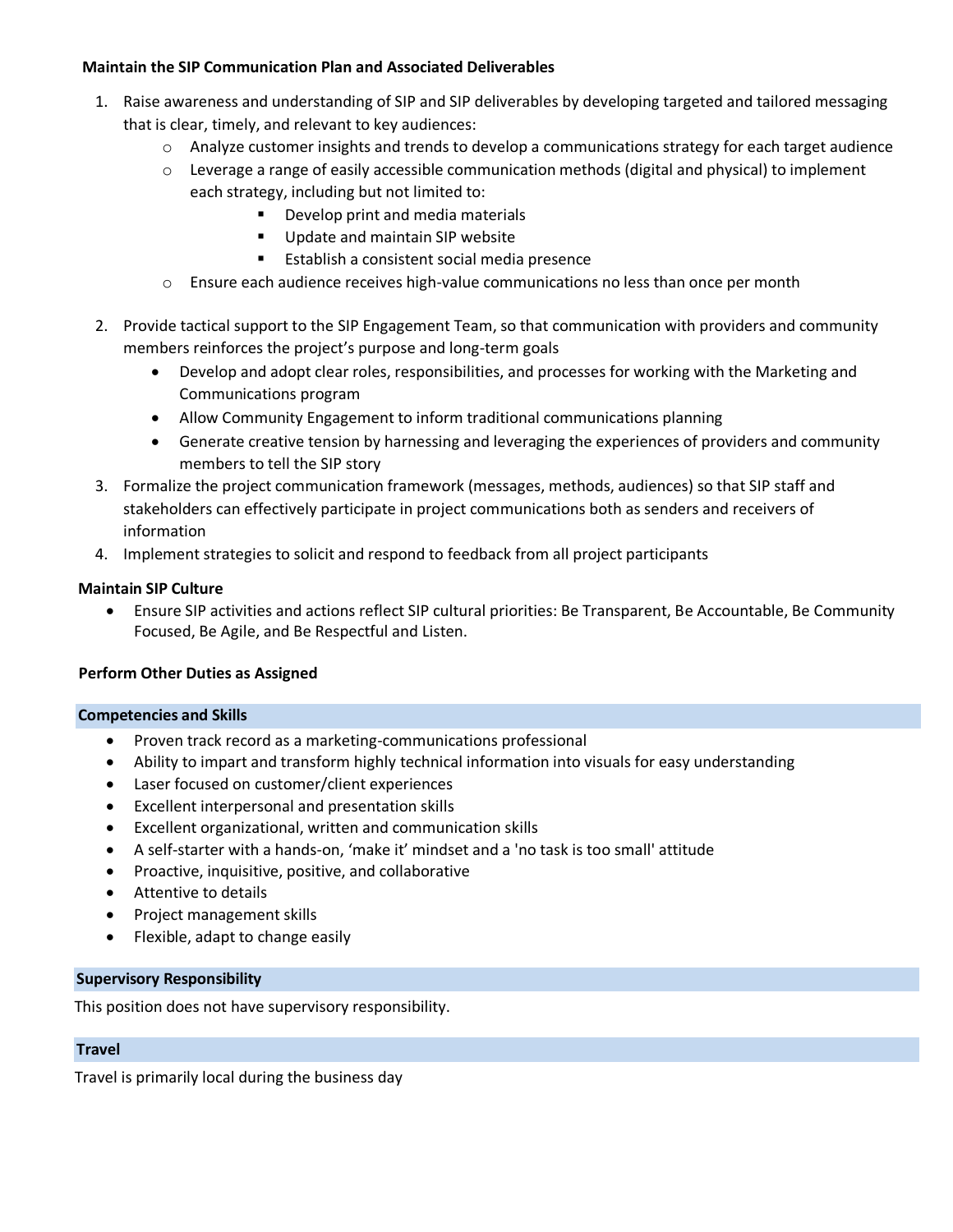**Maintain the SIP Communication Plan and Associated Deliverables**

1. Raise awareness and understanding of SIP and SIP deliverables by developing targeted and tailored messaging that is clear, timely, and relevant to key audiences:
   - Analyze customer insights and trends to develop a communications strategy for each target audience
   - Leverage a range of easily accessible communication methods (digital and physical) to implement each strategy, including but not limited to:
     - Develop print and media materials
     - Update and maintain SIP website
     - Establish a consistent social media presence
   - Ensure each audience receives high-value communications no less than once per month

2. Provide tactical support to the SIP Engagement Team, so that communication with providers and community members reinforces the project's purpose and long-term goals
   - Develop and adopt clear roles, responsibilities, and processes for working with the Marketing and Communications program
   - Allow Community Engagement to inform traditional communications planning
   - Generate creative tension by harnessing and leveraging the experiences of providers and community members to tell the SIP story
3. Formalize the project communication framework (messages, methods, audiences) so that SIP staff and stakeholders can effectively participate in project communications both as senders and receivers of information
4. Implement strategies to solicit and respond to feedback from all project participants

**Maintain SIP Culture**

- Ensure SIP activities and actions reflect SIP cultural priorities: Be Transparent, Be Accountable, Be Community Focused, Be Agile, and Be Respectful and Listen.

**Perform Other Duties as Assigned**

**Competencies and Skills**

- Proven track record as a marketing-communications professional
- Ability to impart and transform highly technical information into visuals for easy understanding
- Laser focused on customer/client experiences
- Excellent interpersonal and presentation skills
- Excellent organizational, written and communication skills
- A self-starter with a hands-on, 'make it' mindset and a 'no task is too small' attitude
- Proactive, inquisitive, positive, and collaborative
- Attentive to details
- Project management skills
- Flexible, adapt to change easily

**Supervisory Responsibility**

This position does not have supervisory responsibility.

**Travel**

Travel is primarily local during the business day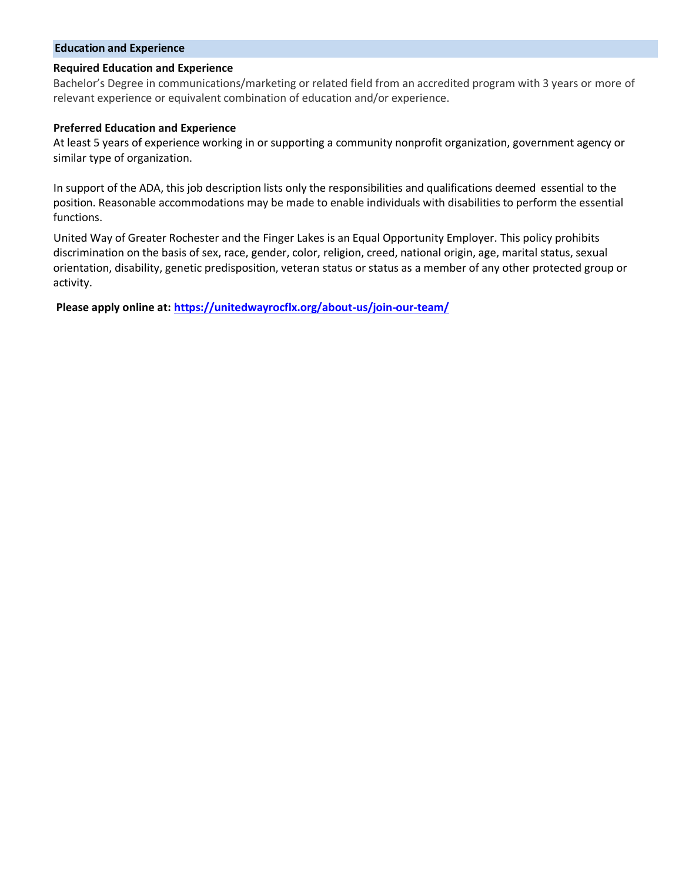## Education and Experience

### Required Education and Experience

Bachelor's Degree in communications/marketing or related field from an accredited program with 3 years or more of relevant experience or equivalent combination of education and/or experience.

### Preferred Education and Experience

At least 5 years of experience working in or supporting a community nonprofit organization, government agency or similar type of organization.

In support of the ADA, this job description lists only the responsibilities and qualifications deemed essential to the position. Reasonable accommodations may be made to enable individuals with disabilities to perform the essential functions.

United Way of Greater Rochester and the Finger Lakes is an Equal Opportunity Employer. This policy prohibits discrimination on the basis of sex, race, gender, color, religion, creed, national origin, age, marital status, sexual orientation, disability, genetic predisposition, veteran status or status as a member of any other protected group or activity.

**Please apply online at: [https://unitedwayrocflx.org/about-us/join-our-team/](https://unitedwayrocflx.org/about-us/join-our-team/)**